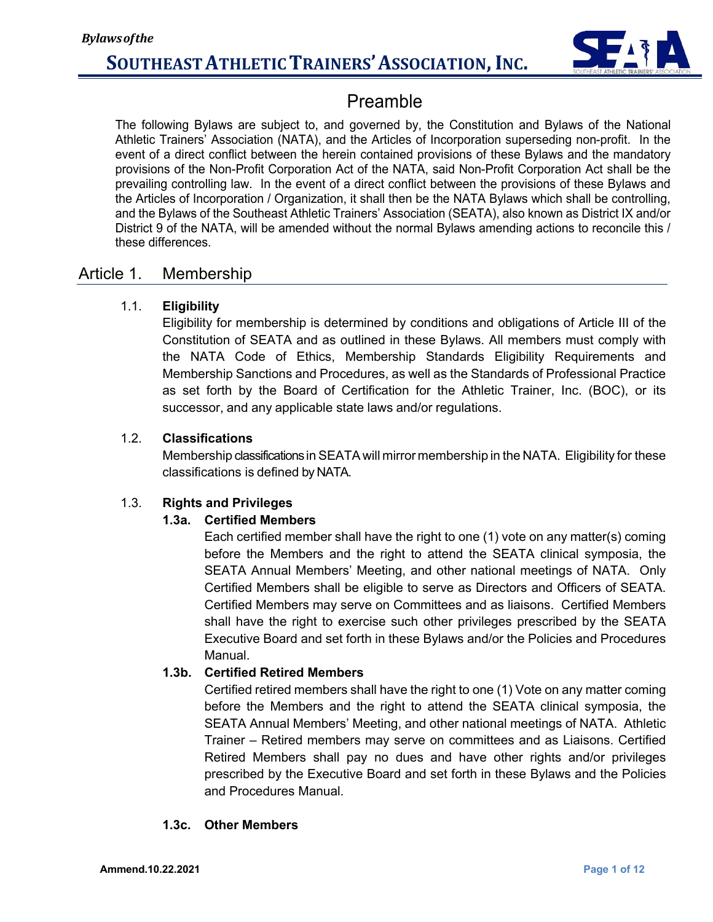*Bylaws of the*

# SOUTHEAST ATHLETIC TRAINERS' ASSOCIATION, INC.

## Preamble

The following Bylaws are subject to, and governed by, the Constitution and Bylaws of the National Athletic Trainers' Association (NATA), and the Articles of Incorporation superseding non-profit. In the event of a direct conflict between the herein contained provisions of these Bylaws and the mandatory provisions of the Non-Profit Corporation Act of the NATA, said Non-Profit Corporation Act shall be the prevailing controlling law. In the event of a direct conflict between the provisions of these Bylaws and the Articles of Incorporation / Organization, it shall then be the NATA Bylaws which shall be controlling, and the Bylaws of the Southeast Athletic Trainers' Association (SEATA), also known as District IX and/or District 9 of the NATA, will be amended without the normal Bylaws amending actions to reconcile this / these differences.

## Article 1. Membership

### 1.1. Eligibility

Eligibility for membership is determined by conditions and obligations of Article III of the Constitution of SEATA and as outlined in these Bylaws. All members must comply with the NATA Code of Ethics, Membership Standards Eligibility Requirements and Membership Sanctions and Procedures, as well as the Standards of Professional Practice as set forth by the Board of Certification for the Athletic Trainer, Inc. (BOC), or its successor, and any applicable state laws and/or regulations.

### 1.2. Classifications

Membership classifications in SEATA will mirror membership in the NATA. Eligibility for these classifications is defined by NATA.

### 1.3. Rights and Privileges

#### 1.3a. Certified Members

Each certified member shall have the right to one (1) vote on any matter(s) coming before the Members and the right to attend the SEATA clinical symposia, the SEATA Annual Members' Meeting, and other national meetings of NATA. Only Certified Members shall be eligible to serve as Directors and Officers of SEATA. Certified Members may serve on Committees and as liaisons. Certified Members shall have the right to exercise such other privileges prescribed by the SEATA Executive Board and set forth in these Bylaws and/or the Policies and Procedures Manual.

#### 1.3b. Certified Retired Members

Certified retired members shall have the right to one (1) Vote on any matter coming before the Members and the right to attend the SEATA clinical symposia, the SEATA Annual Members' Meeting, and other national meetings of NATA. Athletic Trainer – Retired members may serve on committees and as Liaisons. Certified Retired Members shall pay no dues and have other rights and/or privileges prescribed by the Executive Board and set forth in these Bylaws and the Policies and Procedures Manual.

#### 1.3c. Other Members

Ammend.10.22.2021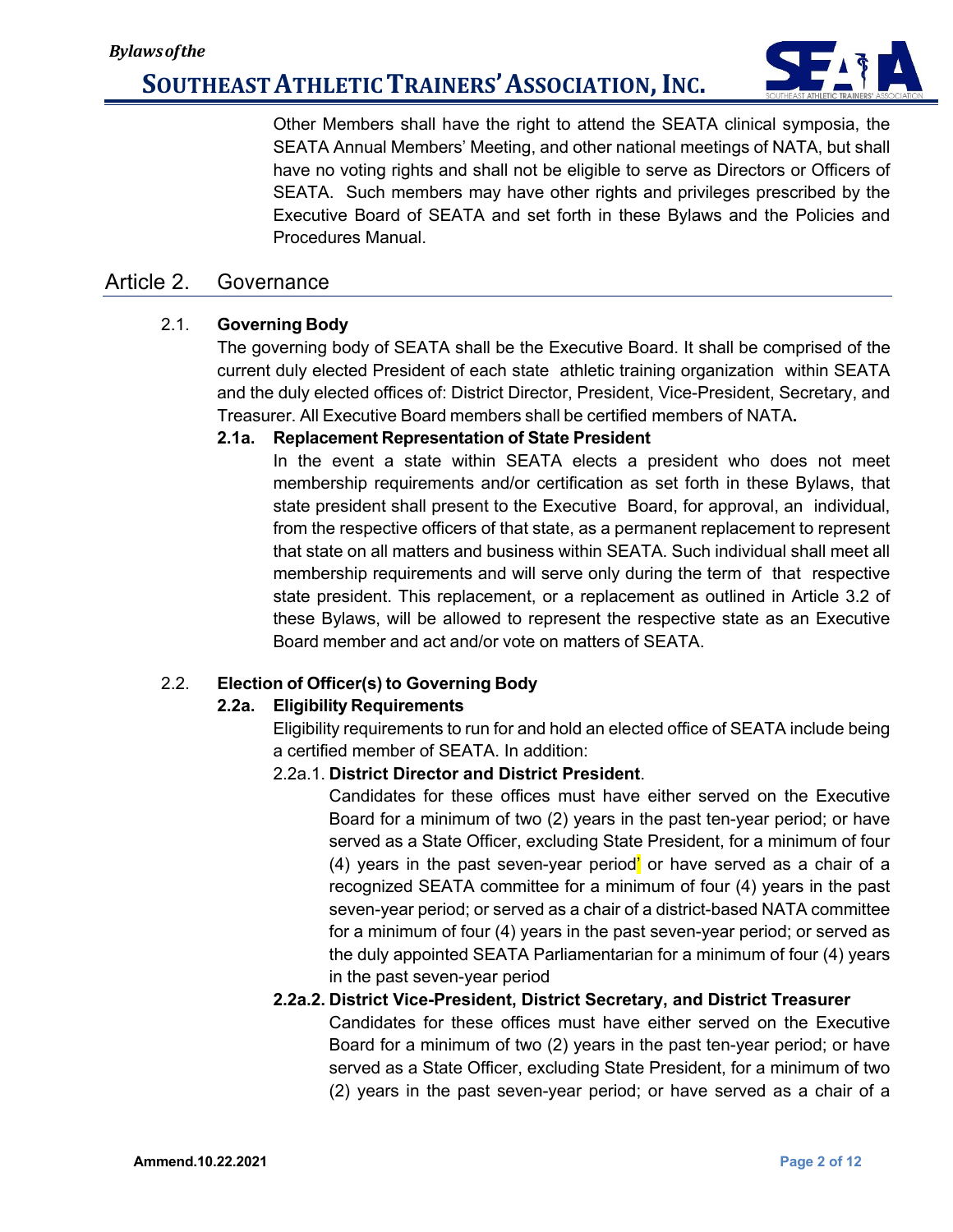Other Members shall have the right to attend the SEATA clinical symposia, the SEATA Annual Members' Meeting, and other national meetings of NATA, but shall have no voting rights and shall not be eligible to serve as Directors or Officers of SEATA. Such members may have other rights and privileges prescribed by the Executive Board of SEATA and set forth in these Bylaws and the Policies and Procedures Manual.

## Article 2. Governance

### 2.1. Governing Body

The governing body of SEATA shall be the Executive Board. It shall be comprised of the current duly elected President of each state athletic training organization within SEATA and the duly elected offices of: District Director, President, Vice-President, Secretary, and Treasurer. All Executive Board members shall be certified members of NATA**.**

**2.1a. Replacement Representation of State President**

In the event a state within SEATA elects a president who does not meet membership requirements and/or certification as set forth in these Bylaws, that state president shall present to the Executive Board, for approval, an individual, from the respective officers of that state, as a permanent replacement to represent that state on all matters and business within SEATA. Such individual shall meet all membership requirements and will serve only during the term of that respective state president. This replacement, or a replacement as outlined in Article 3.2 of these Bylaws, will be allowed to represent the respective state as an Executive Board member and act and/or vote on matters of SEATA.

### 2.2. Election of Officer(s) to Governing Body

**2.2a. Eligibility Requirements**

Eligibility requirements to run for and hold an elected office of SEATA include being a certified member of SEATA. In addition:

2.2a.1. **District Director and District President**.

Candidates for these offices must have either served on the Executive Board for a minimum of two (2) years in the past ten-year period; or have served as a State Officer, excluding State President, for a minimum of four (4) years in the past seven-year period' or have served as a chair of a recognized SEATA committee for a minimum of four (4) years in the past seven-year period; or served as a chair of a district-based NATA committee for a minimum of four (4) years in the past seven-year period; or served as the duly appointed SEATA Parliamentarian for a minimum of four (4) years in the past seven-year period

**2.2a.2. District Vice-President, District Secretary, and District Treasurer**

Candidates for these offices must have either served on the Executive Board for a minimum of two (2) years in the past ten-year period; or have served as a State Officer, excluding State President, for a minimum of two (2) years in the past seven-year period; or have served as a chair of a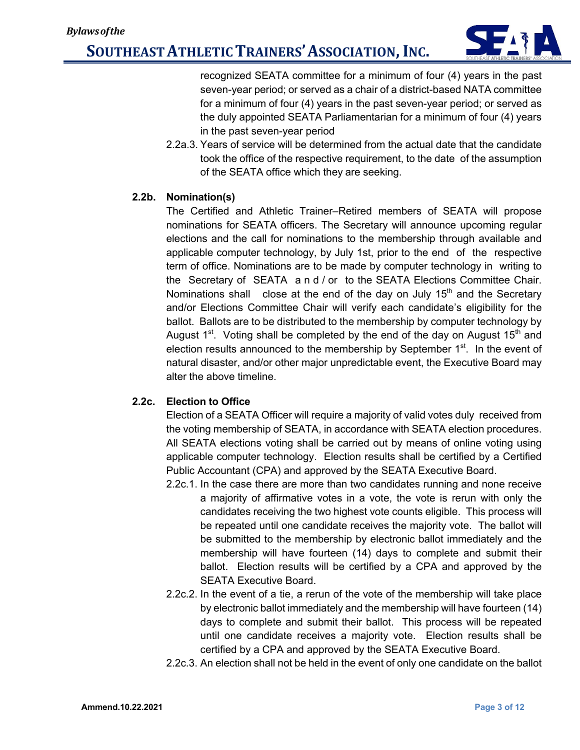recognized SEATA committee for a minimum of four (4) years in the past seven-year period; or served as a chair of a district-based NATA committee for a minimum of four (4) years in the past seven-year period; or served as the duly appointed SEATA Parliamentarian for a minimum of four (4) years in the past seven-year period

2.2a.3. Years of service will be determined from the actual date that the candidate took the office of the respective requirement, to the date of the assumption of the SEATA office which they are seeking.

**2.2b. Nomination(s)**

The Certified and Athletic Trainer–Retired members of SEATA will propose nominations for SEATA officers. The Secretary will announce upcoming regular elections and the call for nominations to the membership through available and applicable computer technology, by July 1st, prior to the end of the respective term of office. Nominations are to be made by computer technology in writing to the Secretary of SEATA and/or to the SEATA Elections Committee Chair. Nominations shall close at the end of the day on July 15th and the Secretary and/or Elections Committee Chair will verify each candidate's eligibility for the ballot. Ballots are to be distributed to the membership by computer technology by August 1st. Voting shall be completed by the end of the day on August 15th and election results announced to the membership by September 1st. In the event of natural disaster, and/or other major unpredictable event, the Executive Board may alter the above timeline.

**2.2c. Election to Office**

Election of a SEATA Officer will require a majority of valid votes duly received from the voting membership of SEATA, in accordance with SEATA election procedures. All SEATA elections voting shall be carried out by means of online voting using applicable computer technology. Election results shall be certified by a Certified Public Accountant (CPA) and approved by the SEATA Executive Board.

2.2c.1. In the case there are more than two candidates running and none receive a majority of affirmative votes in a vote, the vote is rerun with only the candidates receiving the two highest vote counts eligible. This process will be repeated until one candidate receives the majority vote. The ballot will be submitted to the membership by electronic ballot immediately and the membership will have fourteen (14) days to complete and submit their ballot. Election results will be certified by a CPA and approved by the SEATA Executive Board.

2.2c.2. In the event of a tie, a rerun of the vote of the membership will take place by electronic ballot immediately and the membership will have fourteen (14) days to complete and submit their ballot. This process will be repeated until one candidate receives a majority vote. Election results shall be certified by a CPA and approved by the SEATA Executive Board.

2.2c.3. An election shall not be held in the event of only one candidate on the ballot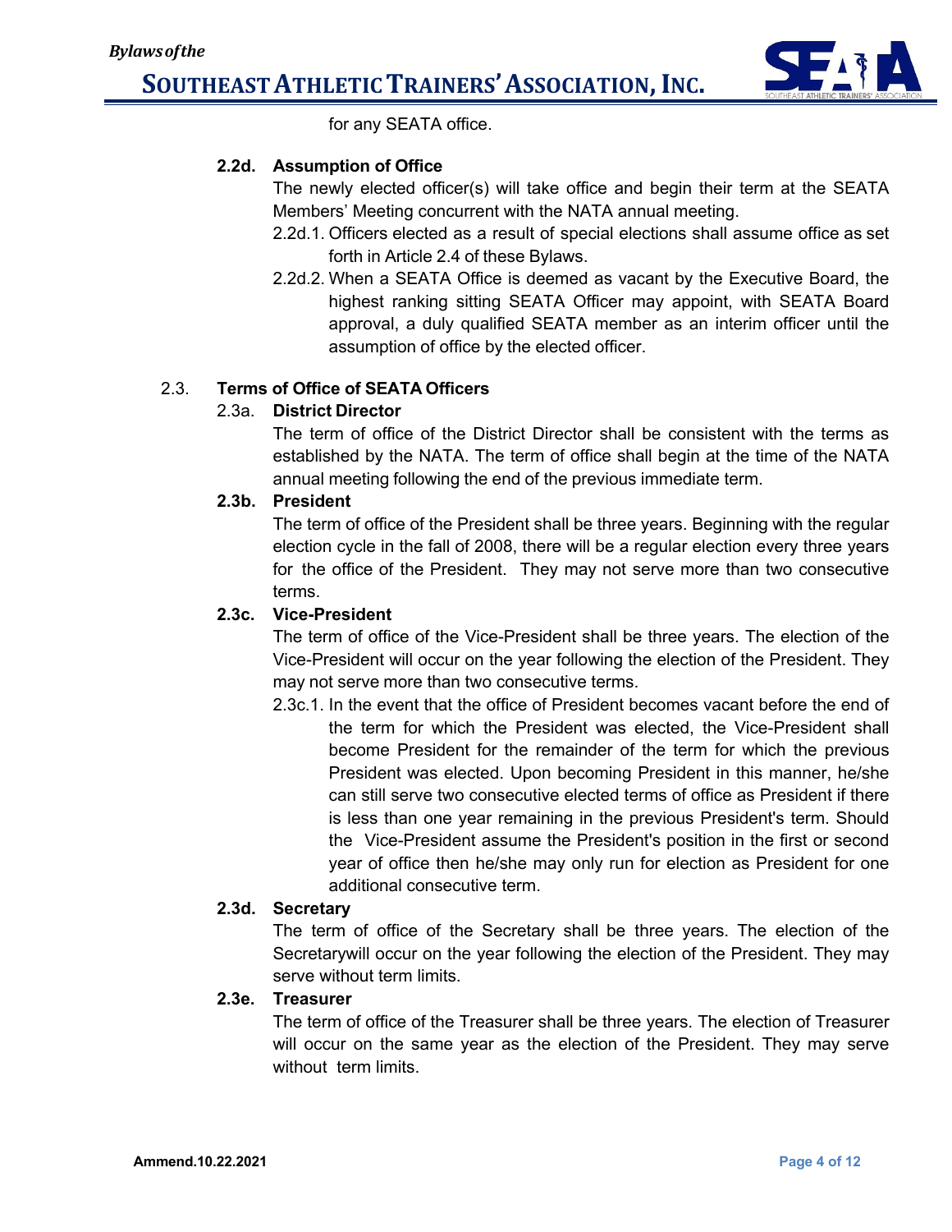for any SEATA office.

**2.2d. Assumption of Office**

The newly elected officer(s) will take office and begin their term at the SEATA Members' Meeting concurrent with the NATA annual meeting.

2.2d.1. Officers elected as a result of special elections shall assume office as set forth in Article 2.4 of these Bylaws.

2.2d.2. When a SEATA Office is deemed as vacant by the Executive Board, the highest ranking sitting SEATA Officer may appoint, with SEATA Board approval, a duly qualified SEATA member as an interim officer until the assumption of office by the elected officer.

2.3. **Terms of Office of SEATA Officers**

2.3a. **District Director**

The term of office of the District Director shall be consistent with the terms as established by the NATA. The term of office shall begin at the time of the NATA annual meeting following the end of the previous immediate term.

**2.3b. President**

The term of office of the President shall be three years. Beginning with the regular election cycle in the fall of 2008, there will be a regular election every three years for the office of the President. They may not serve more than two consecutive terms.

**2.3c. Vice-President**

The term of office of the Vice-President shall be three years. The election of the Vice-President will occur on the year following the election of the President. They may not serve more than two consecutive terms.

2.3c.1. In the event that the office of President becomes vacant before the end of the term for which the President was elected, the Vice-President shall become President for the remainder of the term for which the previous President was elected. Upon becoming President in this manner, he/she can still serve two consecutive elected terms of office as President if there is less than one year remaining in the previous President's term. Should the Vice-President assume the President's position in the first or second year of office then he/she may only run for election as President for one additional consecutive term.

**2.3d. Secretary**

The term of office of the Secretary shall be three years. The election of the Secretarywill occur on the year following the election of the President. They may serve without term limits.

**2.3e. Treasurer**

The term of office of the Treasurer shall be three years. The election of Treasurer will occur on the same year as the election of the President. They may serve without term limits.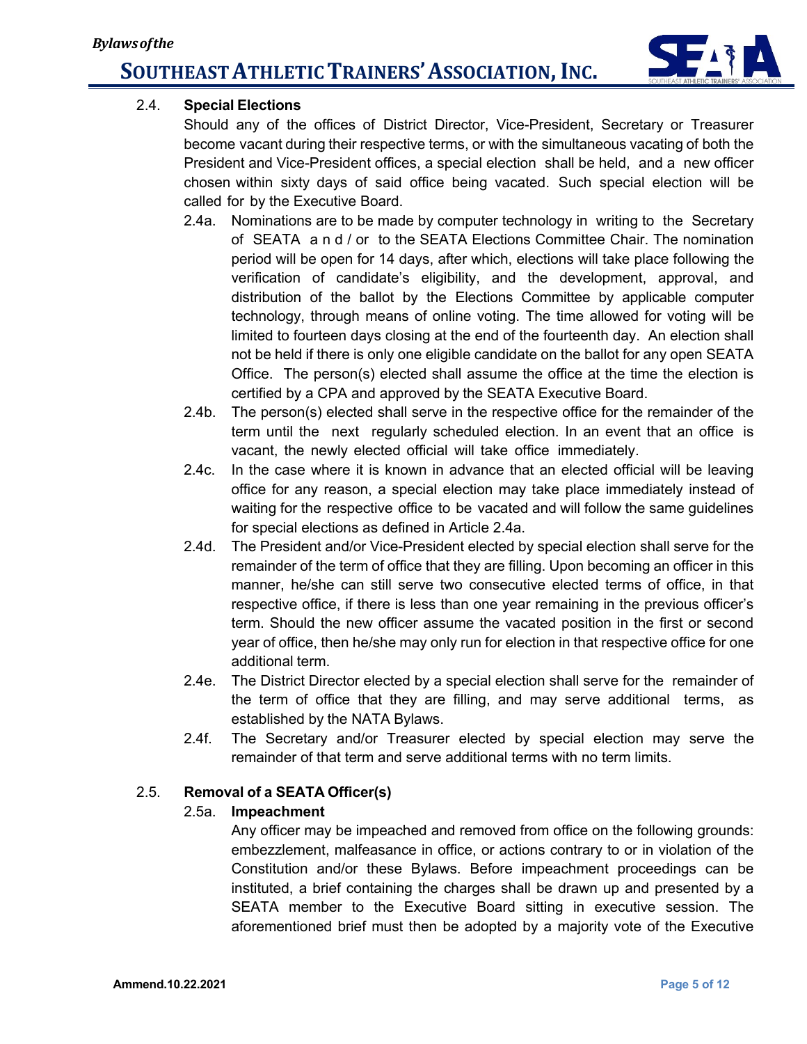### 2.4. Special Elections

Should any of the offices of District Director, Vice-President, Secretary or Treasurer become vacant during their respective terms, or with the simultaneous vacating of both the President and Vice-President offices, a special election shall be held, and a new officer chosen within sixty days of said office being vacated. Such special election will be called for by the Executive Board.

2.4a. Nominations are to be made by computer technology in writing to the Secretary of SEATA and/or to the SEATA Elections Committee Chair. The nomination period will be open for 14 days, after which, elections will take place following the verification of candidate's eligibility, and the development, approval, and distribution of the ballot by the Elections Committee by applicable computer technology, through means of online voting. The time allowed for voting will be limited to fourteen days closing at the end of the fourteenth day. An election shall not be held if there is only one eligible candidate on the ballot for any open SEATA Office. The person(s) elected shall assume the office at the time the election is certified by a CPA and approved by the SEATA Executive Board.

2.4b. The person(s) elected shall serve in the respective office for the remainder of the term until the next regularly scheduled election. In an event that an office is vacant, the newly elected official will take office immediately.

2.4c. In the case where it is known in advance that an elected official will be leaving office for any reason, a special election may take place immediately instead of waiting for the respective office to be vacated and will follow the same guidelines for special elections as defined in Article 2.4a.

2.4d. The President and/or Vice-President elected by special election shall serve for the remainder of the term of office that they are filling. Upon becoming an officer in this manner, he/she can still serve two consecutive elected terms of office, in that respective office, if there is less than one year remaining in the previous officer's term. Should the new officer assume the vacated position in the first or second year of office, then he/she may only run for election in that respective office for one additional term.

2.4e. The District Director elected by a special election shall serve for the remainder of the term of office that they are filling, and may serve additional terms, as established by the NATA Bylaws.

2.4f. The Secretary and/or Treasurer elected by special election may serve the remainder of that term and serve additional terms with no term limits.

### 2.5. Removal of a SEATA Officer(s)

#### 2.5a. Impeachment

Any officer may be impeached and removed from office on the following grounds: embezzlement, malfeasance in office, or actions contrary to or in violation of the Constitution and/or these Bylaws. Before impeachment proceedings can be instituted, a brief containing the charges shall be drawn up and presented by a SEATA member to the Executive Board sitting in executive session. The aforementioned brief must then be adopted by a majority vote of the Executive

Ammend.10.22.2021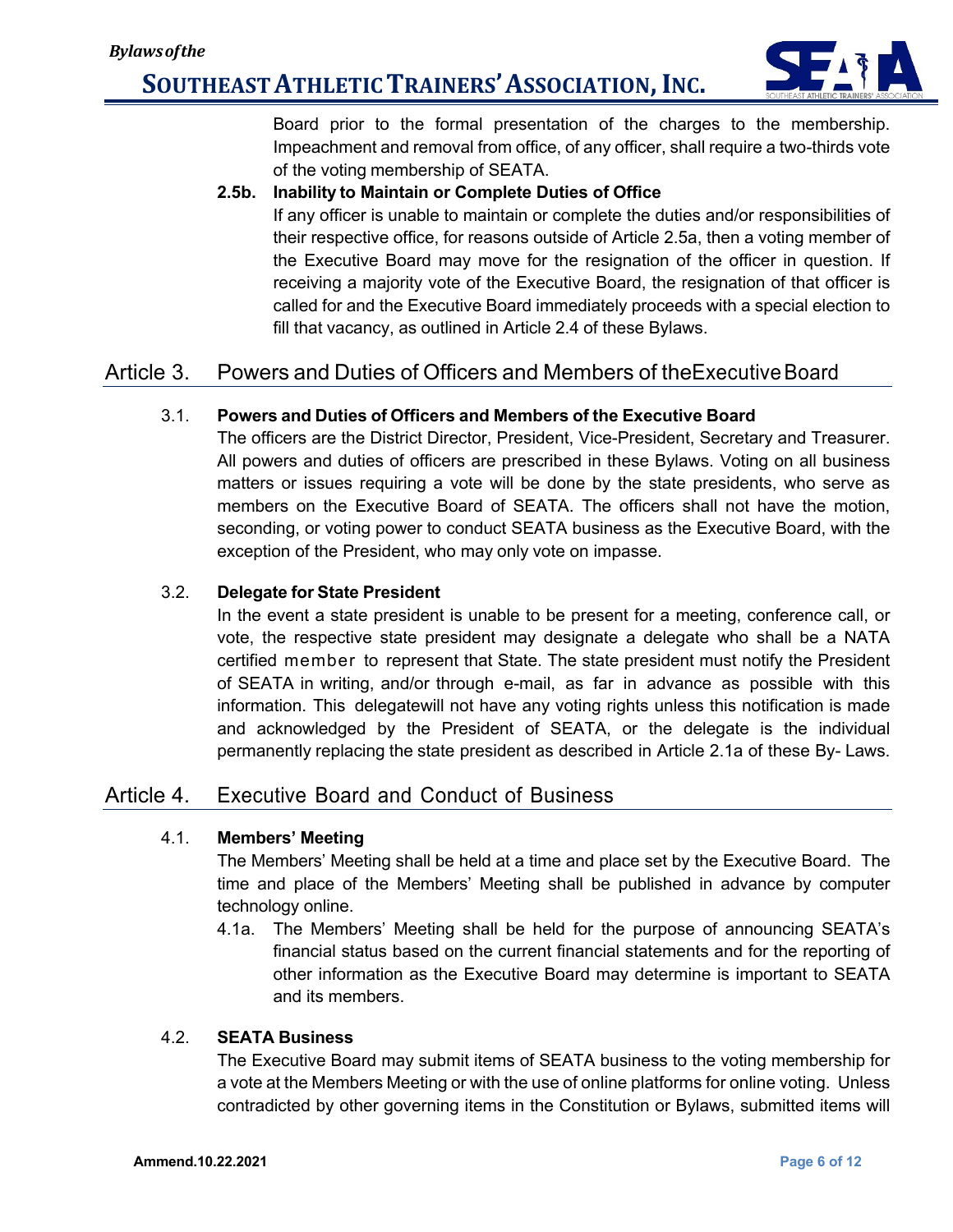Board prior to the formal presentation of the charges to the membership. Impeachment and removal from office, of any officer, shall require a two-thirds vote of the voting membership of SEATA.

**2.5b. Inability to Maintain or Complete Duties of Office**

If any officer is unable to maintain or complete the duties and/or responsibilities of their respective office, for reasons outside of Article 2.5a, then a voting member of the Executive Board may move for the resignation of the officer in question. If receiving a majority vote of the Executive Board, the resignation of that officer is called for and the Executive Board immediately proceeds with a special election to fill that vacancy, as outlined in Article 2.4 of these Bylaws.

## Article 3. Powers and Duties of Officers and Members of theExecutive Board

### 3.1. Powers and Duties of Officers and Members of the Executive Board

The officers are the District Director, President, Vice-President, Secretary and Treasurer. All powers and duties of officers are prescribed in these Bylaws. Voting on all business matters or issues requiring a vote will be done by the state presidents, who serve as members on the Executive Board of SEATA. The officers shall not have the motion, seconding, or voting power to conduct SEATA business as the Executive Board, with the exception of the President, who may only vote on impasse.

### 3.2. Delegate for State President

In the event a state president is unable to be present for a meeting, conference call, or vote, the respective state president may designate a delegate who shall be a NATA certified member to represent that State. The state president must notify the President of SEATA in writing, and/or through e-mail, as far in advance as possible with this information. This delegatewill not have any voting rights unless this notification is made and acknowledged by the President of SEATA, or the delegate is the individual permanently replacing the state president as described in Article 2.1a of these By- Laws.

## Article 4. Executive Board and Conduct of Business

### 4.1. Members' Meeting

The Members' Meeting shall be held at a time and place set by the Executive Board. The time and place of the Members' Meeting shall be published in advance by computer technology online.

4.1a. The Members' Meeting shall be held for the purpose of announcing SEATA's financial status based on the current financial statements and for the reporting of other information as the Executive Board may determine is important to SEATA and its members.

### 4.2. SEATA Business

The Executive Board may submit items of SEATA business to the voting membership for a vote at the Members Meeting or with the use of online platforms for online voting. Unless contradicted by other governing items in the Constitution or Bylaws, submitted items will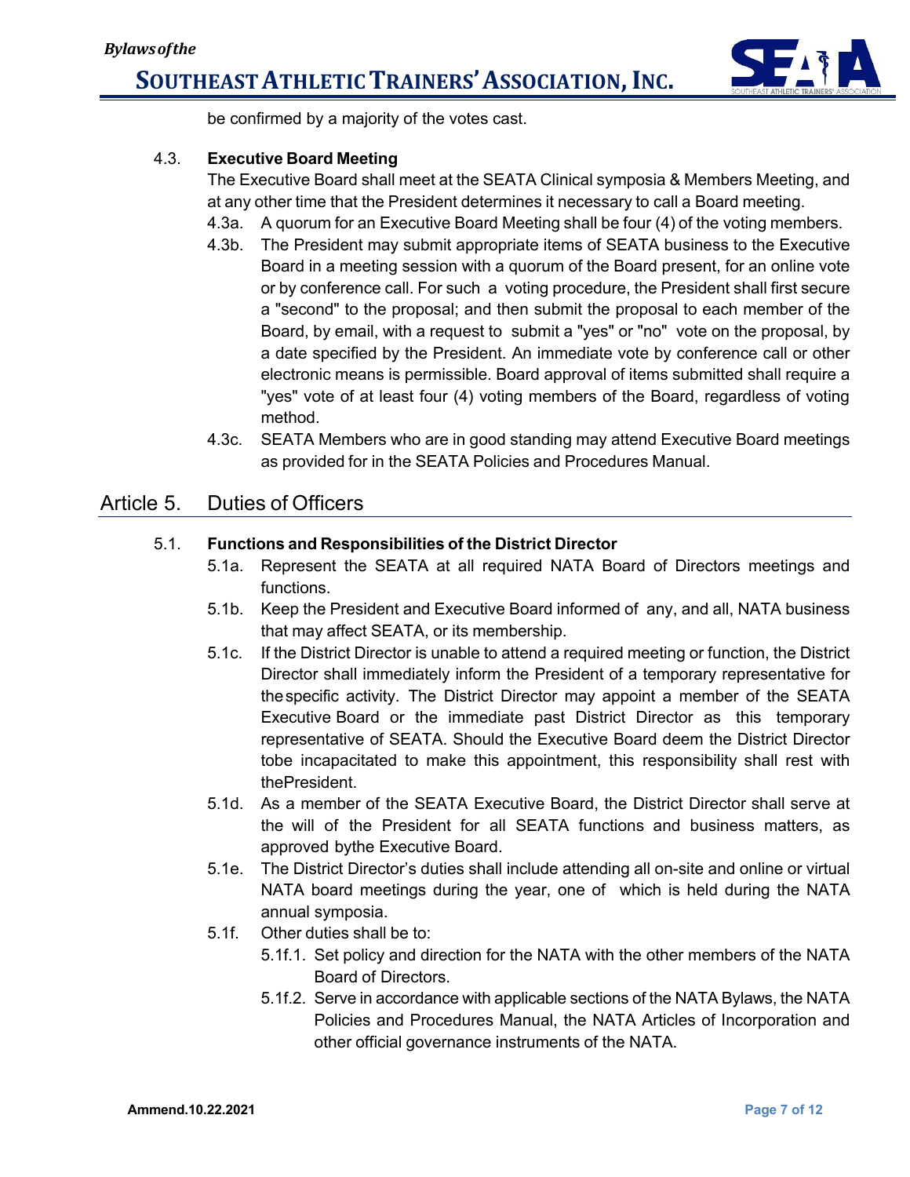be confirmed by a majority of the votes cast.

4.3. **Executive Board Meeting**

The Executive Board shall meet at the SEATA Clinical symposia & Members Meeting, and at any other time that the President determines it necessary to call a Board meeting.

- 4.3a. A quorum for an Executive Board Meeting shall be four (4) of the voting members.
- 4.3b. The President may submit appropriate items of SEATA business to the Executive Board in a meeting session with a quorum of the Board present, for an online vote or by conference call. For such a voting procedure, the President shall first secure a "second" to the proposal; and then submit the proposal to each member of the Board, by email, with a request to submit a "yes" or "no" vote on the proposal, by a date specified by the President. An immediate vote by conference call or other electronic means is permissible. Board approval of items submitted shall require a "yes" vote of at least four (4) voting members of the Board, regardless of voting method.
- 4.3c. SEATA Members who are in good standing may attend Executive Board meetings as provided for in the SEATA Policies and Procedures Manual.

## Article 5. Duties of Officers

5.1. **Functions and Responsibilities of the District Director**

- 5.1a. Represent the SEATA at all required NATA Board of Directors meetings and functions.
- 5.1b. Keep the President and Executive Board informed of any, and all, NATA business that may affect SEATA, or its membership.
- 5.1c. If the District Director is unable to attend a required meeting or function, the District Director shall immediately inform the President of a temporary representative for the specific activity. The District Director may appoint a member of the SEATA Executive Board or the immediate past District Director as this temporary representative of SEATA. Should the Executive Board deem the District Director tobe incapacitated to make this appointment, this responsibility shall rest with thePresident.
- 5.1d. As a member of the SEATA Executive Board, the District Director shall serve at the will of the President for all SEATA functions and business matters, as approved bythe Executive Board.
- 5.1e. The District Director's duties shall include attending all on-site and online or virtual NATA board meetings during the year, one of which is held during the NATA annual symposia.
- 5.1f. Other duties shall be to:
  - 5.1f.1. Set policy and direction for the NATA with the other members of the NATA Board of Directors.
  - 5.1f.2. Serve in accordance with applicable sections of the NATA Bylaws, the NATA Policies and Procedures Manual, the NATA Articles of Incorporation and other official governance instruments of the NATA.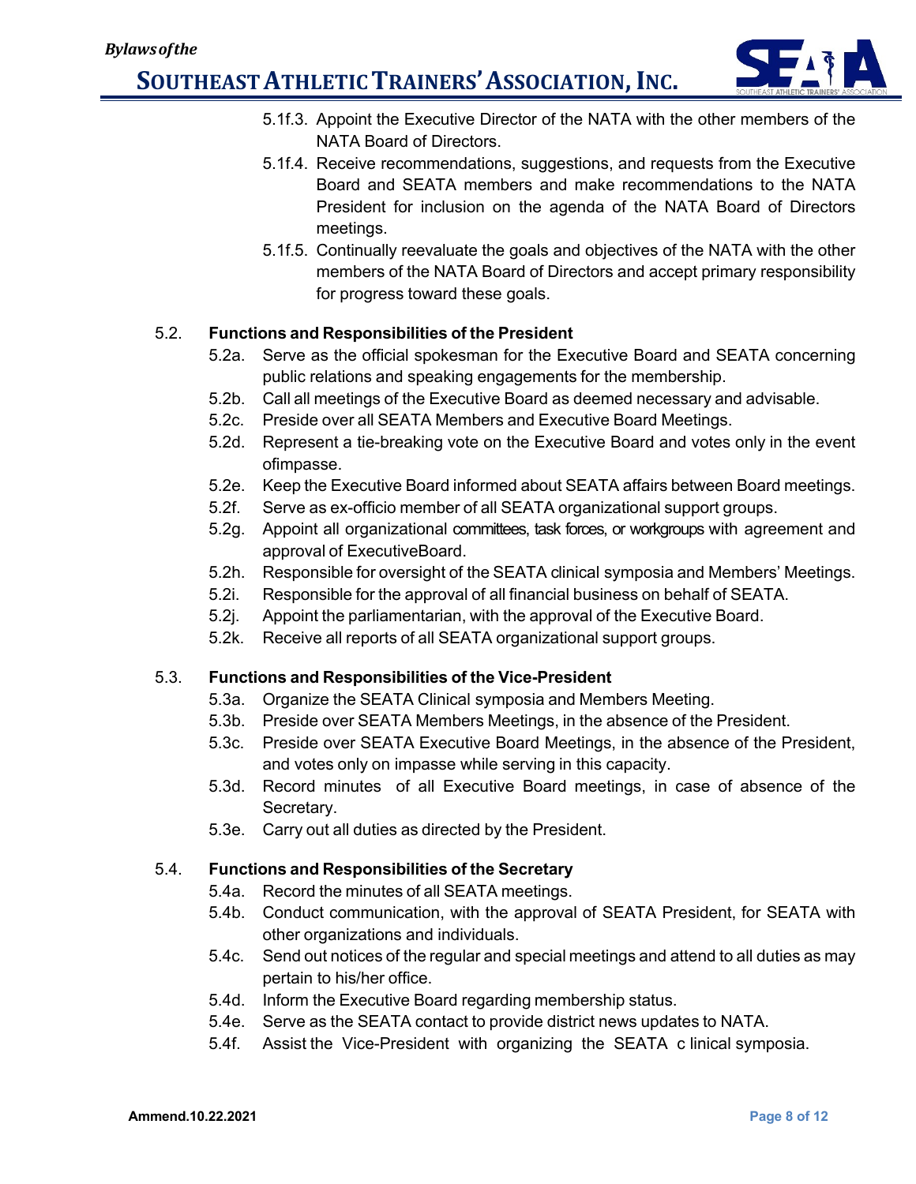5.1f.3. Appoint the Executive Director of the NATA with the other members of the NATA Board of Directors.

5.1f.4. Receive recommendations, suggestions, and requests from the Executive Board and SEATA members and make recommendations to the NATA President for inclusion on the agenda of the NATA Board of Directors meetings.

5.1f.5. Continually reevaluate the goals and objectives of the NATA with the other members of the NATA Board of Directors and accept primary responsibility for progress toward these goals.

5.2. **Functions and Responsibilities of the President**

- 5.2a. Serve as the official spokesman for the Executive Board and SEATA concerning public relations and speaking engagements for the membership.
- 5.2b. Call all meetings of the Executive Board as deemed necessary and advisable.
- 5.2c. Preside over all SEATA Members and Executive Board Meetings.
- 5.2d. Represent a tie-breaking vote on the Executive Board and votes only in the event ofimpasse.
- 5.2e. Keep the Executive Board informed about SEATA affairs between Board meetings.
- 5.2f. Serve as ex-officio member of all SEATA organizational support groups.
- 5.2g. Appoint all organizational committees, task forces, or workgroups with agreement and approval of ExecutiveBoard.
- 5.2h. Responsible for oversight of the SEATA clinical symposia and Members' Meetings.
- 5.2i. Responsible for the approval of all financial business on behalf of SEATA.
- 5.2j. Appoint the parliamentarian, with the approval of the Executive Board.
- 5.2k. Receive all reports of all SEATA organizational support groups.

5.3. **Functions and Responsibilities of the Vice-President**

- 5.3a. Organize the SEATA Clinical symposia and Members Meeting.
- 5.3b. Preside over SEATA Members Meetings, in the absence of the President.
- 5.3c. Preside over SEATA Executive Board Meetings, in the absence of the President, and votes only on impasse while serving in this capacity.
- 5.3d. Record minutes of all Executive Board meetings, in case of absence of the Secretary.
- 5.3e. Carry out all duties as directed by the President.

5.4. **Functions and Responsibilities of the Secretary**

- 5.4a. Record the minutes of all SEATA meetings.
- 5.4b. Conduct communication, with the approval of SEATA President, for SEATA with other organizations and individuals.
- 5.4c. Send out notices of the regular and special meetings and attend to all duties as may pertain to his/her office.
- 5.4d. Inform the Executive Board regarding membership status.
- 5.4e. Serve as the SEATA contact to provide district news updates to NATA.
- 5.4f. Assist the Vice-President with organizing the SEATA c linical symposia.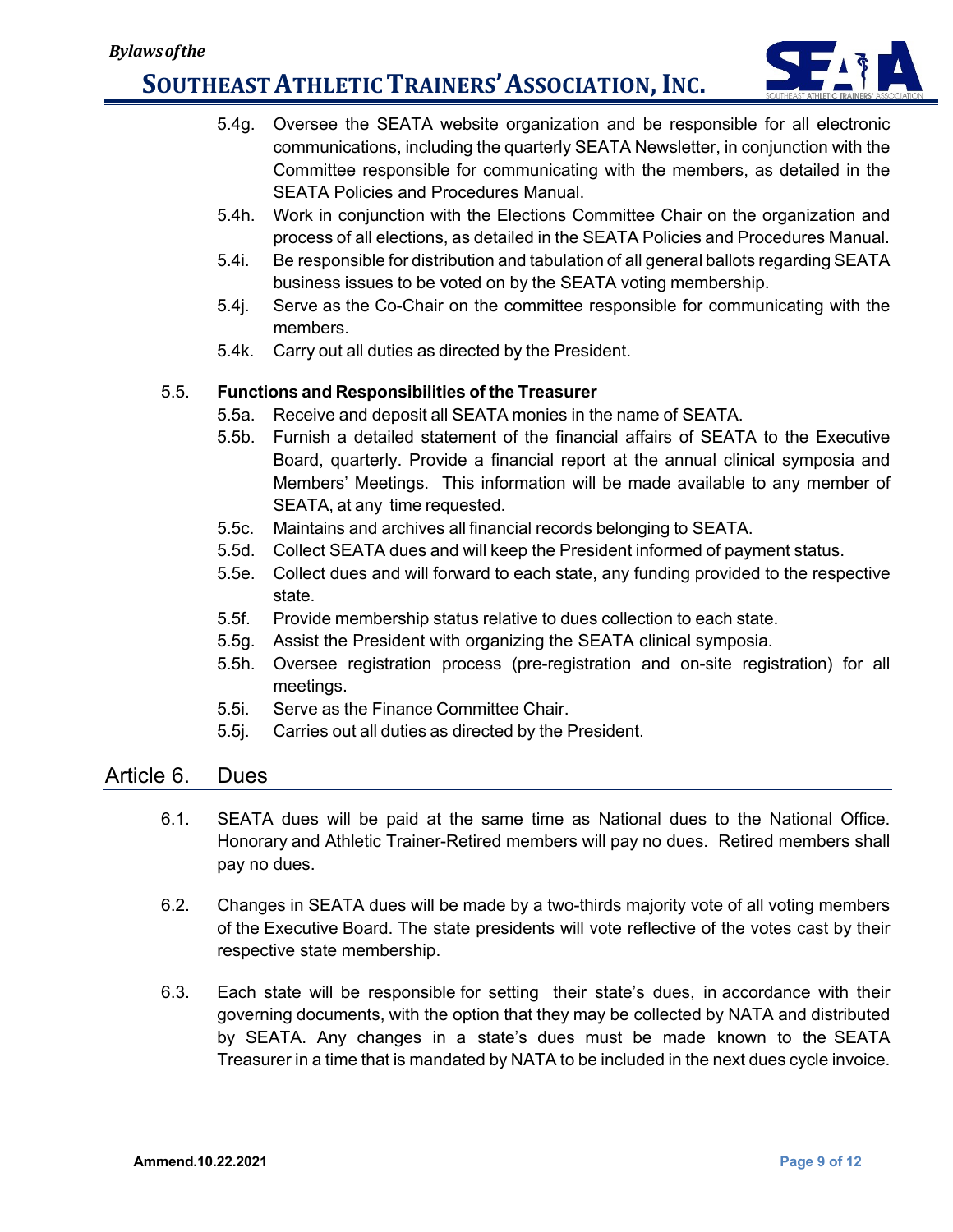5.4g. Oversee the SEATA website organization and be responsible for all electronic communications, including the quarterly SEATA Newsletter, in conjunction with the Committee responsible for communicating with the members, as detailed in the SEATA Policies and Procedures Manual.

5.4h. Work in conjunction with the Elections Committee Chair on the organization and process of all elections, as detailed in the SEATA Policies and Procedures Manual.

5.4i. Be responsible for distribution and tabulation of all general ballots regarding SEATA business issues to be voted on by the SEATA voting membership.

5.4j. Serve as the Co-Chair on the committee responsible for communicating with the members.

5.4k. Carry out all duties as directed by the President.

5.5. **Functions and Responsibilities of the Treasurer**

5.5a. Receive and deposit all SEATA monies in the name of SEATA.

5.5b. Furnish a detailed statement of the financial affairs of SEATA to the Executive Board, quarterly. Provide a financial report at the annual clinical symposia and Members' Meetings. This information will be made available to any member of SEATA, at any time requested.

5.5c. Maintains and archives all financial records belonging to SEATA.

5.5d. Collect SEATA dues and will keep the President informed of payment status.

5.5e. Collect dues and will forward to each state, any funding provided to the respective state.

5.5f. Provide membership status relative to dues collection to each state.

5.5g. Assist the President with organizing the SEATA clinical symposia.

5.5h. Oversee registration process (pre-registration and on-site registration) for all meetings.

5.5i. Serve as the Finance Committee Chair.

5.5j. Carries out all duties as directed by the President.

## Article 6. Dues

6.1. SEATA dues will be paid at the same time as National dues to the National Office. Honorary and Athletic Trainer-Retired members will pay no dues. Retired members shall pay no dues.

6.2. Changes in SEATA dues will be made by a two-thirds majority vote of all voting members of the Executive Board. The state presidents will vote reflective of the votes cast by their respective state membership.

6.3. Each state will be responsible for setting their state's dues, in accordance with their governing documents, with the option that they may be collected by NATA and distributed by SEATA. Any changes in a state's dues must be made known to the SEATA Treasurer in a time that is mandated by NATA to be included in the next dues cycle invoice.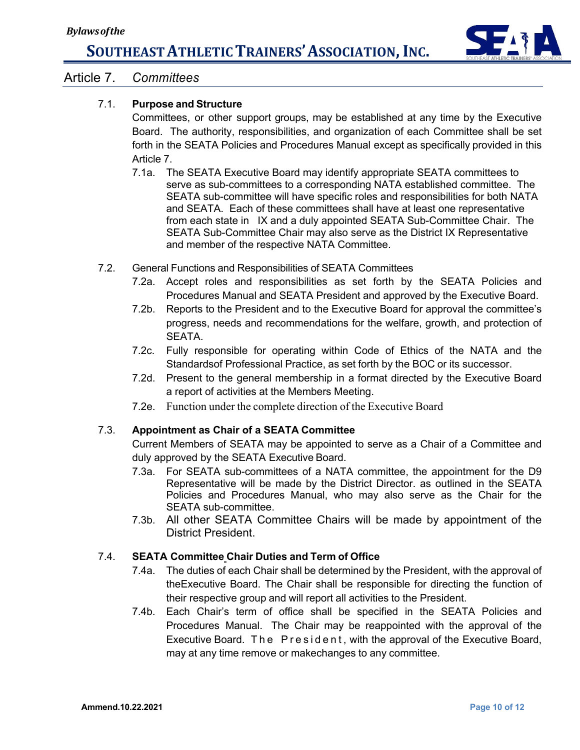## Article 7. *Committees*

7.1. **Purpose and Structure**

Committees, or other support groups, may be established at any time by the Executive Board. The authority, responsibilities, and organization of each Committee shall be set forth in the SEATA Policies and Procedures Manual except as specifically provided in this Article 7.

7.1a. The SEATA Executive Board may identify appropriate SEATA committees to serve as sub-committees to a corresponding NATA established committee. The SEATA sub-committee will have specific roles and responsibilities for both NATA and SEATA. Each of these committees shall have at least one representative from each state in IX and a duly appointed SEATA Sub-Committee Chair. The SEATA Sub-Committee Chair may also serve as the District IX Representative and member of the respective NATA Committee.

7.2. General Functions and Responsibilities of SEATA Committees

7.2a. Accept roles and responsibilities as set forth by the SEATA Policies and Procedures Manual and SEATA President and approved by the Executive Board.

7.2b. Reports to the President and to the Executive Board for approval the committee's progress, needs and recommendations for the welfare, growth, and protection of SEATA.

7.2c. Fully responsible for operating within Code of Ethics of the NATA and the Standardsof Professional Practice, as set forth by the BOC or its successor.

7.2d. Present to the general membership in a format directed by the Executive Board a report of activities at the Members Meeting.

7.2e. Function under the complete direction of the Executive Board

7.3. **Appointment as Chair of a SEATA Committee**

Current Members of SEATA may be appointed to serve as a Chair of a Committee and duly approved by the SEATA Executive Board.

7.3a. For SEATA sub-committees of a NATA committee, the appointment for the D9 Representative will be made by the District Director. as outlined in the SEATA Policies and Procedures Manual, who may also serve as the Chair for the SEATA sub-committee.

7.3b. All other SEATA Committee Chairs will be made by appointment of the District President.

7.4. **SEATA Committee Chair Duties and Term of Office**

7.4a. The duties of each Chair shall be determined by the President, with the approval of theExecutive Board. The Chair shall be responsible for directing the function of their respective group and will report all activities to the President.

7.4b. Each Chair's term of office shall be specified in the SEATA Policies and Procedures Manual. The Chair may be reappointed with the approval of the Executive Board. The President, with the approval of the Executive Board, may at any time remove or makechanges to any committee.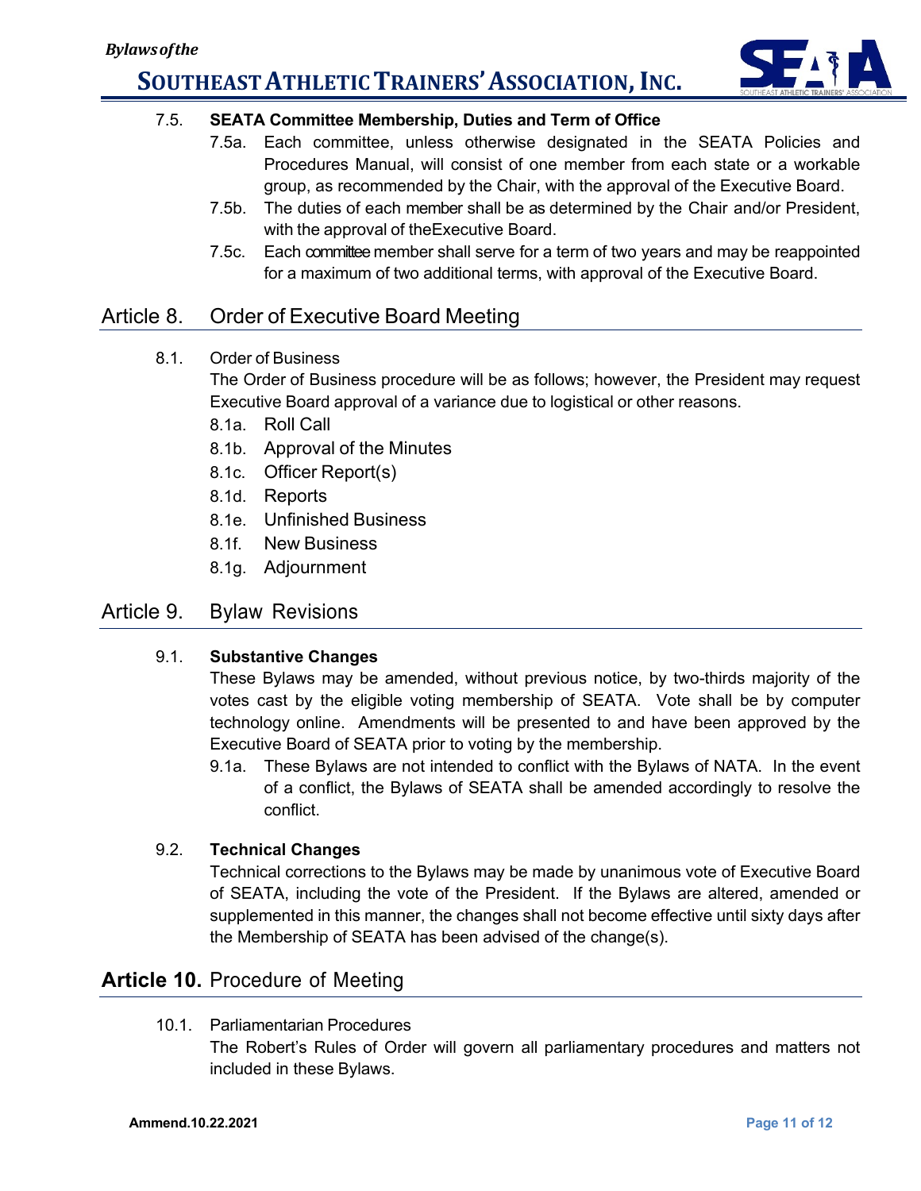7.5. **SEATA Committee Membership, Duties and Term of Office**

7.5a. Each committee, unless otherwise designated in the SEATA Policies and Procedures Manual, will consist of one member from each state or a workable group, as recommended by the Chair, with the approval of the Executive Board.

7.5b. The duties of each member shall be as determined by the Chair and/or President, with the approval of theExecutive Board.

7.5c. Each committee member shall serve for a term of two years and may be reappointed for a maximum of two additional terms, with approval of the Executive Board.

## Article 8. Order of Executive Board Meeting

8.1. Order of Business

The Order of Business procedure will be as follows; however, the President may request Executive Board approval of a variance due to logistical or other reasons.

- 8.1a. Roll Call
- 8.1b. Approval of the Minutes
- 8.1c. Officer Report(s)
- 8.1d. Reports
- 8.1e. Unfinished Business
- 8.1f. New Business
- 8.1g. Adjournment

## Article 9. Bylaw Revisions

9.1. **Substantive Changes**

These Bylaws may be amended, without previous notice, by two-thirds majority of the votes cast by the eligible voting membership of SEATA. Vote shall be by computer technology online. Amendments will be presented to and have been approved by the Executive Board of SEATA prior to voting by the membership.

9.1a. These Bylaws are not intended to conflict with the Bylaws of NATA. In the event of a conflict, the Bylaws of SEATA shall be amended accordingly to resolve the conflict.

9.2. **Technical Changes**

Technical corrections to the Bylaws may be made by unanimous vote of Executive Board of SEATA, including the vote of the President. If the Bylaws are altered, amended or supplemented in this manner, the changes shall not become effective until sixty days after the Membership of SEATA has been advised of the change(s).

## **Article 10.** Procedure of Meeting

10.1. Parliamentarian Procedures

The Robert's Rules of Order will govern all parliamentary procedures and matters not included in these Bylaws.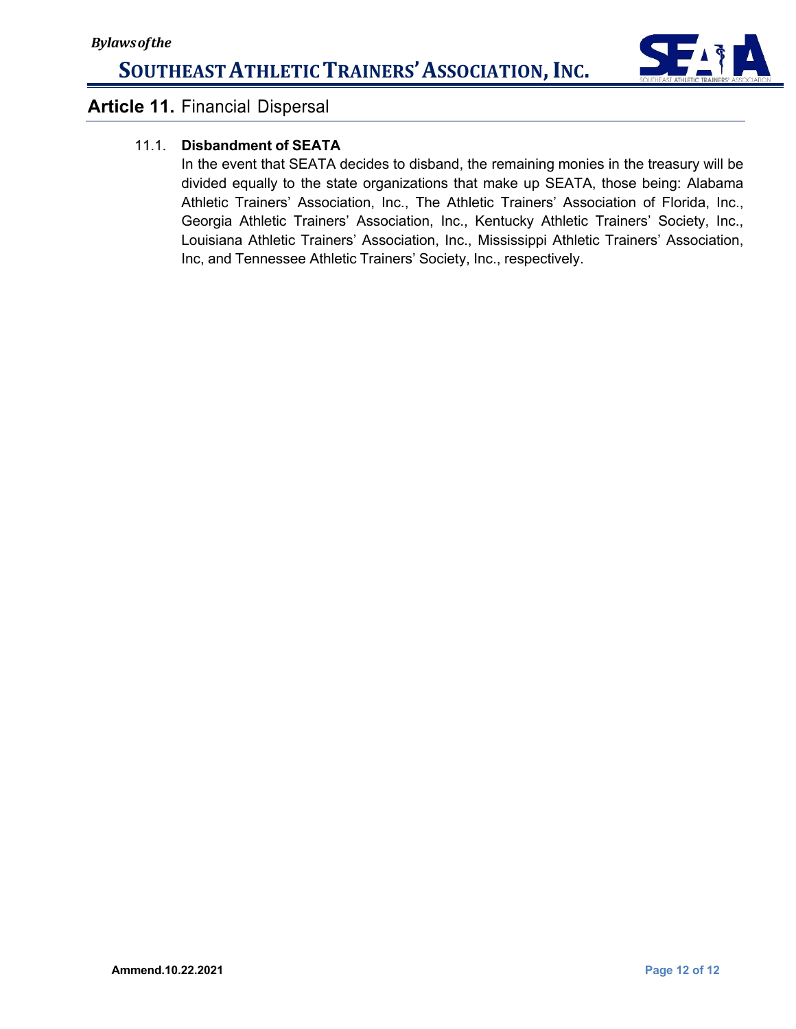## Article 11. Financial Dispersal

### 11.1. Disbandment of SEATA

In the event that SEATA decides to disband, the remaining monies in the treasury will be divided equally to the state organizations that make up SEATA, those being: Alabama Athletic Trainers' Association, Inc., The Athletic Trainers' Association of Florida, Inc., Georgia Athletic Trainers' Association, Inc., Kentucky Athletic Trainers' Society, Inc., Louisiana Athletic Trainers' Association, Inc., Mississippi Athletic Trainers' Association, Inc, and Tennessee Athletic Trainers' Society, Inc., respectively.